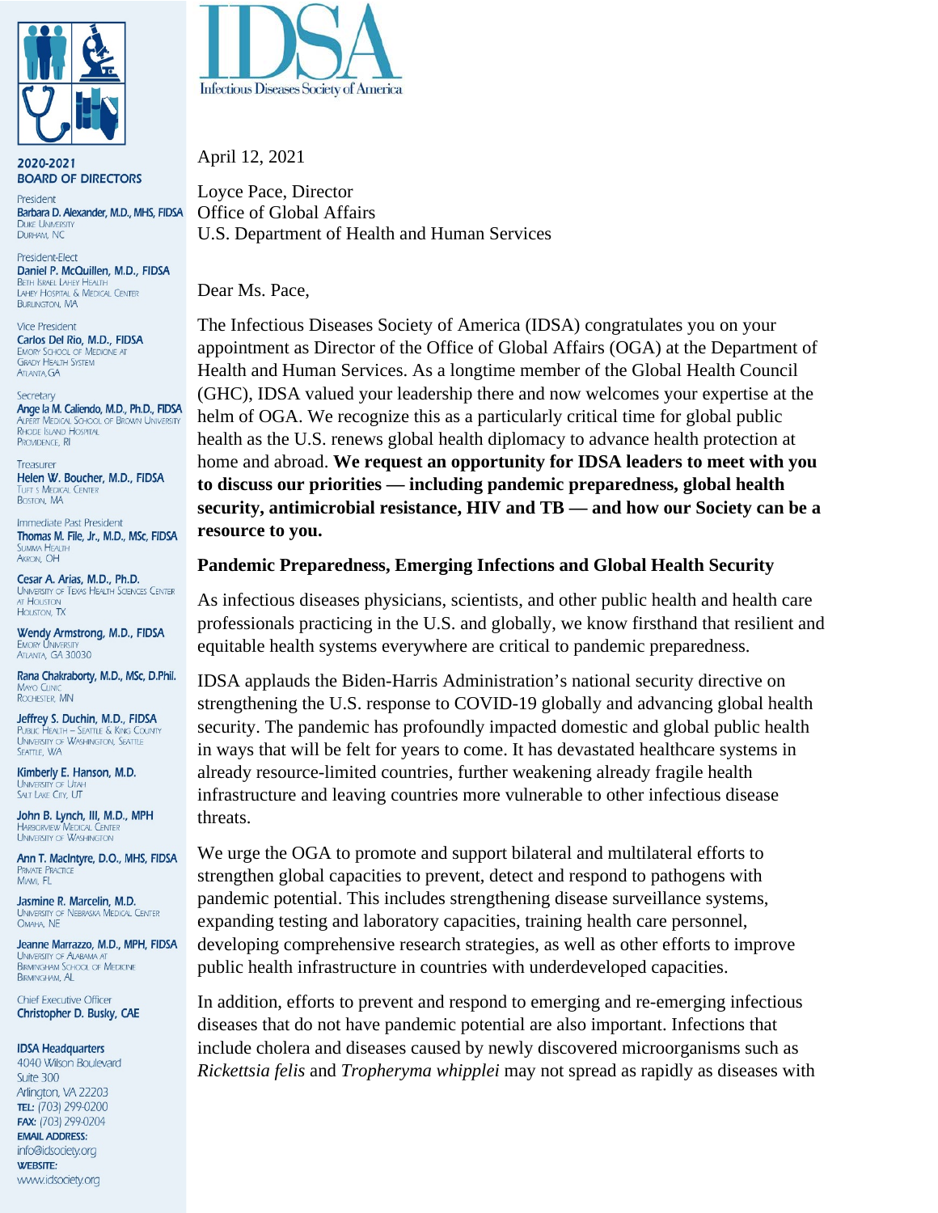2020-2021
**BOARD OF DIRECTORS**

President
**Barbara D. Alexander, M.D., MHS, FIDSA**
Duke University
Durham, NC

President-Elect
**Daniel P. McQuillen, M.D., FIDSA**
Beth Israel Lahey Health
Lahey Hospital & Medical Center
Burlington, MA

Vice President
**Carlos Del Rio, M.D., FIDSA**
Emory School of Medicine at
Grady Health System
Atlanta, GA

Secretary
**Angela M. Caliendo, M.D., Ph.D., FIDSA**
Alpert Medical School of Brown University
Rhode Island Hospital
Providence, RI

Treasurer
**Helen W. Boucher, M.D., FIDSA**
Tufts Medical Center
Boston, MA

Immediate Past President
**Thomas M. File, Jr., M.D., MSc, FIDSA**
Summa Health
Akron, OH

**Cesar A. Arias, M.D., Ph.D.**
University of Texas Health Sciences Center
at Houston
Houston, TX

**Wendy Armstrong, M.D., FIDSA**
Emory University
Atlanta, GA 30030

**Rana Chakraborty, M.D., MSc, D.Phil.**
Mayo Clinic
Rochester, MN

**Jeffrey S. Duchin, M.D., FIDSA**
Public Health – Seattle & King County
University of Washington, Seattle
Seattle, WA

**Kimberly E. Hanson, M.D.**
University of Utah
Salt Lake City, UT

**John B. Lynch, III, M.D., MPH**
Harborview Medical Center
University of Washington

**Ann T. MacIntyre, D.O., MHS, FIDSA**
Private Practice
Miami, FL

**Jasmine R. Marcelin, M.D.**
University of Nebraska Medical Center
Omaha, NE

**Jeanne Marrazzo, M.D., MPH, FIDSA**
University of Alabama at
Birmingham School of Medicine
Birmingham, AL

Chief Executive Officer
**Christopher D. Busky, CAE**

**IDSA Headquarters**
4040 Wilson Boulevard
Suite 300
Arlington, VA 22203
**TEL:** (703) 299-0200
**FAX:** (703) 299-0204
**EMAIL ADDRESS:**
info@idsociety.org
**WEBSITE:**
www.idsociety.org

IDSA
Infectious Diseases Society of America

April 12, 2021

Loyce Pace, Director
Office of Global Affairs
U.S. Department of Health and Human Services

Dear Ms. Pace,

The Infectious Diseases Society of America (IDSA) congratulates you on your appointment as Director of the Office of Global Affairs (OGA) at the Department of Health and Human Services. As a longtime member of the Global Health Council (GHC), IDSA valued your leadership there and now welcomes your expertise at the helm of OGA. We recognize this as a particularly critical time for global public health as the U.S. renews global health diplomacy to advance health protection at home and abroad. **We request an opportunity for IDSA leaders to meet with you to discuss our priorities — including pandemic preparedness, global health security, antimicrobial resistance, HIV and TB — and how our Society can be a resource to you.**

**Pandemic Preparedness, Emerging Infections and Global Health Security**

As infectious diseases physicians, scientists, and other public health and health care professionals practicing in the U.S. and globally, we know firsthand that resilient and equitable health systems everywhere are critical to pandemic preparedness.

IDSA applauds the Biden-Harris Administration's national security directive on strengthening the U.S. response to COVID-19 globally and advancing global health security. The pandemic has profoundly impacted domestic and global public health in ways that will be felt for years to come. It has devastated healthcare systems in already resource-limited countries, further weakening already fragile health infrastructure and leaving countries more vulnerable to other infectious disease threats.

We urge the OGA to promote and support bilateral and multilateral efforts to strengthen global capacities to prevent, detect and respond to pathogens with pandemic potential. This includes strengthening disease surveillance systems, expanding testing and laboratory capacities, training health care personnel, developing comprehensive research strategies, as well as other efforts to improve public health infrastructure in countries with underdeveloped capacities.

In addition, efforts to prevent and respond to emerging and re-emerging infectious diseases that do not have pandemic potential are also important. Infections that include cholera and diseases caused by newly discovered microorganisms such as *Rickettsia felis* and *Tropheryma whipplei* may not spread as rapidly as diseases with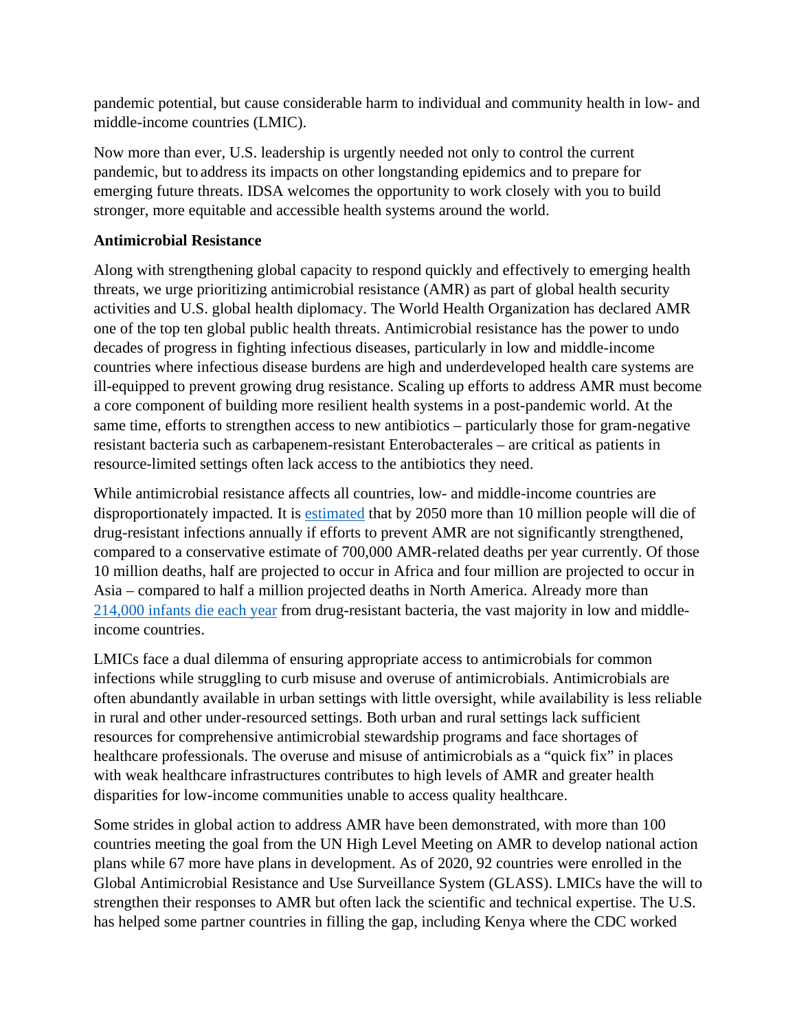pandemic potential, but cause considerable harm to individual and community health in low- and middle-income countries (LMIC).

Now more than ever, U.S. leadership is urgently needed not only to control the current pandemic, but to address its impacts on other longstanding epidemics and to prepare for emerging future threats. IDSA welcomes the opportunity to work closely with you to build stronger, more equitable and accessible health systems around the world.

**Antimicrobial Resistance**

Along with strengthening global capacity to respond quickly and effectively to emerging health threats, we urge prioritizing antimicrobial resistance (AMR) as part of global health security activities and U.S. global health diplomacy. The World Health Organization has declared AMR one of the top ten global public health threats. Antimicrobial resistance has the power to undo decades of progress in fighting infectious diseases, particularly in low and middle-income countries where infectious disease burdens are high and underdeveloped health care systems are ill-equipped to prevent growing drug resistance. Scaling up efforts to address AMR must become a core component of building more resilient health systems in a post-pandemic world. At the same time, efforts to strengthen access to new antibiotics – particularly those for gram-negative resistant bacteria such as carbapenem-resistant Enterobacterales – are critical as patients in resource-limited settings often lack access to the antibiotics they need.

While antimicrobial resistance affects all countries, low- and middle-income countries are disproportionately impacted. It is estimated that by 2050 more than 10 million people will die of drug-resistant infections annually if efforts to prevent AMR are not significantly strengthened, compared to a conservative estimate of 700,000 AMR-related deaths per year currently. Of those 10 million deaths, half are projected to occur in Africa and four million are projected to occur in Asia – compared to half a million projected deaths in North America. Already more than 214,000 infants die each year from drug-resistant bacteria, the vast majority in low and middle-income countries.

LMICs face a dual dilemma of ensuring appropriate access to antimicrobials for common infections while struggling to curb misuse and overuse of antimicrobials. Antimicrobials are often abundantly available in urban settings with little oversight, while availability is less reliable in rural and other under-resourced settings. Both urban and rural settings lack sufficient resources for comprehensive antimicrobial stewardship programs and face shortages of healthcare professionals. The overuse and misuse of antimicrobials as a "quick fix" in places with weak healthcare infrastructures contributes to high levels of AMR and greater health disparities for low-income communities unable to access quality healthcare.

Some strides in global action to address AMR have been demonstrated, with more than 100 countries meeting the goal from the UN High Level Meeting on AMR to develop national action plans while 67 more have plans in development. As of 2020, 92 countries were enrolled in the Global Antimicrobial Resistance and Use Surveillance System (GLASS). LMICs have the will to strengthen their responses to AMR but often lack the scientific and technical expertise. The U.S. has helped some partner countries in filling the gap, including Kenya where the CDC worked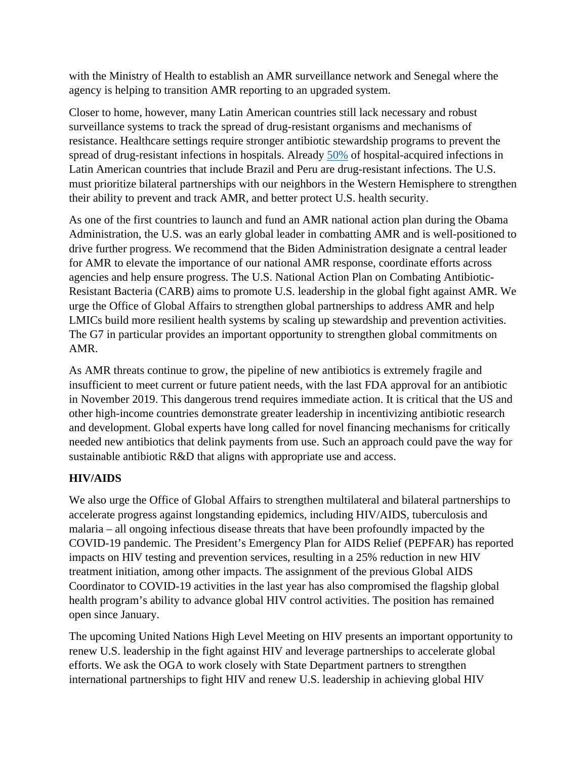with the Ministry of Health to establish an AMR surveillance network and Senegal where the agency is helping to transition AMR reporting to an upgraded system.

Closer to home, however, many Latin American countries still lack necessary and robust surveillance systems to track the spread of drug-resistant organisms and mechanisms of resistance. Healthcare settings require stronger antibiotic stewardship programs to prevent the spread of drug-resistant infections in hospitals. Already 50% of hospital-acquired infections in Latin American countries that include Brazil and Peru are drug-resistant infections. The U.S. must prioritize bilateral partnerships with our neighbors in the Western Hemisphere to strengthen their ability to prevent and track AMR, and better protect U.S. health security.

As one of the first countries to launch and fund an AMR national action plan during the Obama Administration, the U.S. was an early global leader in combatting AMR and is well-positioned to drive further progress. We recommend that the Biden Administration designate a central leader for AMR to elevate the importance of our national AMR response, coordinate efforts across agencies and help ensure progress. The U.S. National Action Plan on Combating Antibiotic-Resistant Bacteria (CARB) aims to promote U.S. leadership in the global fight against AMR. We urge the Office of Global Affairs to strengthen global partnerships to address AMR and help LMICs build more resilient health systems by scaling up stewardship and prevention activities. The G7 in particular provides an important opportunity to strengthen global commitments on AMR.

As AMR threats continue to grow, the pipeline of new antibiotics is extremely fragile and insufficient to meet current or future patient needs, with the last FDA approval for an antibiotic in November 2019. This dangerous trend requires immediate action. It is critical that the US and other high-income countries demonstrate greater leadership in incentivizing antibiotic research and development. Global experts have long called for novel financing mechanisms for critically needed new antibiotics that delink payments from use. Such an approach could pave the way for sustainable antibiotic R&D that aligns with appropriate use and access.

**HIV/AIDS**

We also urge the Office of Global Affairs to strengthen multilateral and bilateral partnerships to accelerate progress against longstanding epidemics, including HIV/AIDS, tuberculosis and malaria – all ongoing infectious disease threats that have been profoundly impacted by the COVID-19 pandemic. The President's Emergency Plan for AIDS Relief (PEPFAR) has reported impacts on HIV testing and prevention services, resulting in a 25% reduction in new HIV treatment initiation, among other impacts. The assignment of the previous Global AIDS Coordinator to COVID-19 activities in the last year has also compromised the flagship global health program's ability to advance global HIV control activities. The position has remained open since January.

The upcoming United Nations High Level Meeting on HIV presents an important opportunity to renew U.S. leadership in the fight against HIV and leverage partnerships to accelerate global efforts. We ask the OGA to work closely with State Department partners to strengthen international partnerships to fight HIV and renew U.S. leadership in achieving global HIV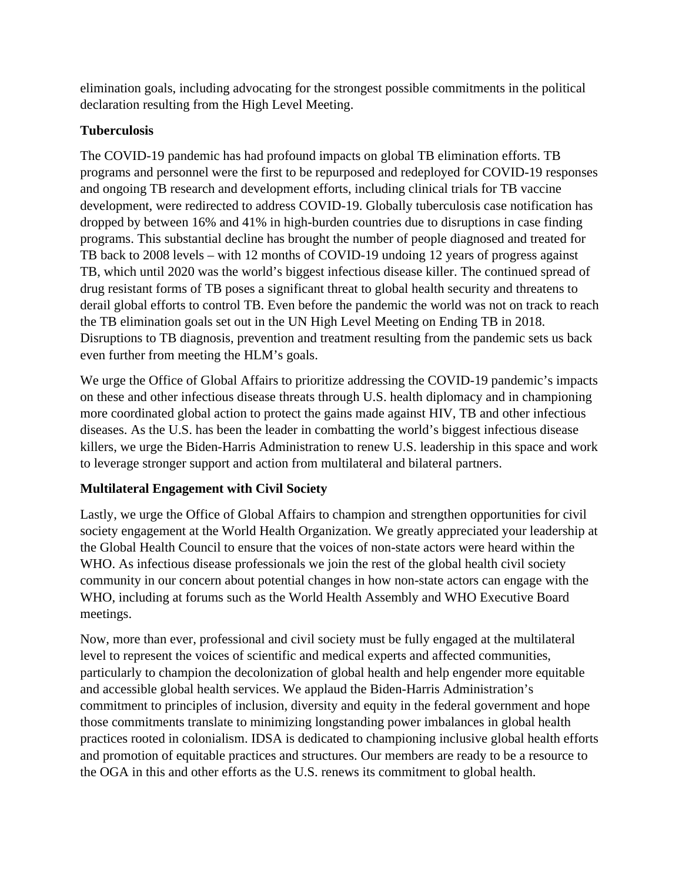elimination goals, including advocating for the strongest possible commitments in the political declaration resulting from the High Level Meeting.

**Tuberculosis**

The COVID-19 pandemic has had profound impacts on global TB elimination efforts. TB programs and personnel were the first to be repurposed and redeployed for COVID-19 responses and ongoing TB research and development efforts, including clinical trials for TB vaccine development, were redirected to address COVID-19. Globally tuberculosis case notification has dropped by between 16% and 41% in high-burden countries due to disruptions in case finding programs. This substantial decline has brought the number of people diagnosed and treated for TB back to 2008 levels – with 12 months of COVID-19 undoing 12 years of progress against TB, which until 2020 was the world's biggest infectious disease killer. The continued spread of drug resistant forms of TB poses a significant threat to global health security and threatens to derail global efforts to control TB. Even before the pandemic the world was not on track to reach the TB elimination goals set out in the UN High Level Meeting on Ending TB in 2018. Disruptions to TB diagnosis, prevention and treatment resulting from the pandemic sets us back even further from meeting the HLM's goals.

We urge the Office of Global Affairs to prioritize addressing the COVID-19 pandemic's impacts on these and other infectious disease threats through U.S. health diplomacy and in championing more coordinated global action to protect the gains made against HIV, TB and other infectious diseases. As the U.S. has been the leader in combatting the world's biggest infectious disease killers, we urge the Biden-Harris Administration to renew U.S. leadership in this space and work to leverage stronger support and action from multilateral and bilateral partners.

**Multilateral Engagement with Civil Society**

Lastly, we urge the Office of Global Affairs to champion and strengthen opportunities for civil society engagement at the World Health Organization. We greatly appreciated your leadership at the Global Health Council to ensure that the voices of non-state actors were heard within the WHO. As infectious disease professionals we join the rest of the global health civil society community in our concern about potential changes in how non-state actors can engage with the WHO, including at forums such as the World Health Assembly and WHO Executive Board meetings.

Now, more than ever, professional and civil society must be fully engaged at the multilateral level to represent the voices of scientific and medical experts and affected communities, particularly to champion the decolonization of global health and help engender more equitable and accessible global health services. We applaud the Biden-Harris Administration's commitment to principles of inclusion, diversity and equity in the federal government and hope those commitments translate to minimizing longstanding power imbalances in global health practices rooted in colonialism. IDSA is dedicated to championing inclusive global health efforts and promotion of equitable practices and structures. Our members are ready to be a resource to the OGA in this and other efforts as the U.S. renews its commitment to global health.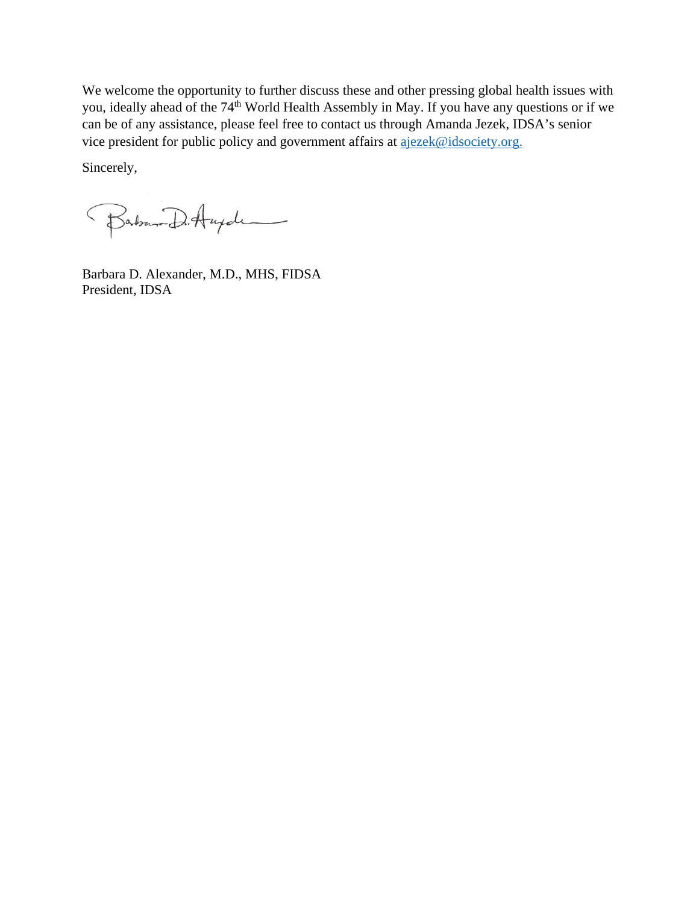We welcome the opportunity to further discuss these and other pressing global health issues with you, ideally ahead of the 74th World Health Assembly in May. If you have any questions or if we can be of any assistance, please feel free to contact us through Amanda Jezek, IDSA's senior vice president for public policy and government affairs at ajezek@idsociety.org.

Sincerely,

Barbara D. Alexander, M.D., MHS, FIDSA
President, IDSA